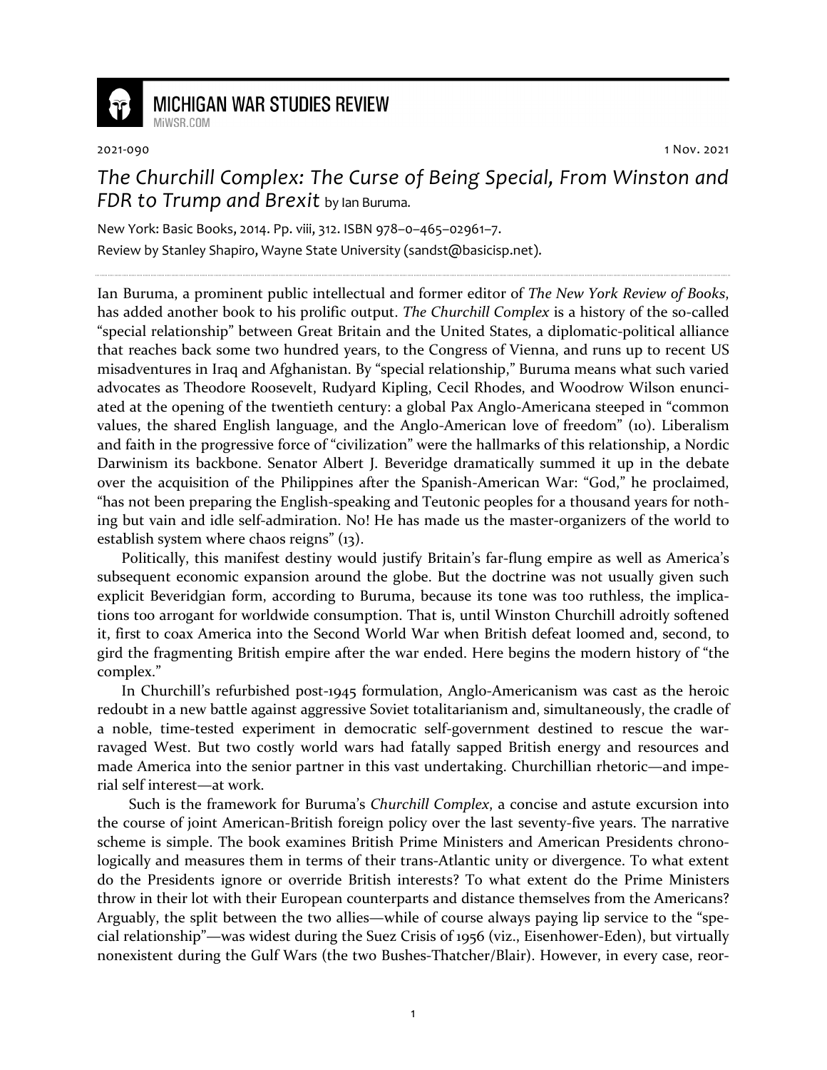MICHIGAN WAR STUDIES REVIEW
MiWSR.COM

2021-090 1 Nov. 2021

# *The Churchill Complex: The Curse of Being Special, From Winston and FDR to Trump and Brexit* by Ian Buruma.

New York: Basic Books, 2014. Pp. viii, 312. ISBN 978–0–465–02961–7.

Review by Stanley Shapiro, Wayne State University (sandst@basicisp.net).

---

Ian Buruma, a prominent public intellectual and former editor of *The New York Review of Books*, has added another book to his prolific output. *The Churchill Complex* is a history of the so-called "special relationship" between Great Britain and the United States, a diplomatic-political alliance that reaches back some two hundred years, to the Congress of Vienna, and runs up to recent US misadventures in Iraq and Afghanistan. By "special relationship," Buruma means what such varied advocates as Theodore Roosevelt, Rudyard Kipling, Cecil Rhodes, and Woodrow Wilson enunciated at the opening of the twentieth century: a global Pax Anglo-Americana steeped in "common values, the shared English language, and the Anglo-American love of freedom" (10). Liberalism and faith in the progressive force of "civilization" were the hallmarks of this relationship, a Nordic Darwinism its backbone. Senator Albert J. Beveridge dramatically summed it up in the debate over the acquisition of the Philippines after the Spanish-American War: "God," he proclaimed, "has not been preparing the English-speaking and Teutonic peoples for a thousand years for nothing but vain and idle self-admiration. No! He has made us the master-organizers of the world to establish system where chaos reigns" (13).

Politically, this manifest destiny would justify Britain's far-flung empire as well as America's subsequent economic expansion around the globe. But the doctrine was not usually given such explicit Beveridgian form, according to Buruma, because its tone was too ruthless, the implications too arrogant for worldwide consumption. That is, until Winston Churchill adroitly softened it, first to coax America into the Second World War when British defeat loomed and, second, to gird the fragmenting British empire after the war ended. Here begins the modern history of "the complex."

In Churchill's refurbished post-1945 formulation, Anglo-Americanism was cast as the heroic redoubt in a new battle against aggressive Soviet totalitarianism and, simultaneously, the cradle of a noble, time-tested experiment in democratic self-government destined to rescue the war-ravaged West. But two costly world wars had fatally sapped British energy and resources and made America into the senior partner in this vast undertaking. Churchillian rhetoric—and imperial self interest—at work.

Such is the framework for Buruma's *Churchill Complex*, a concise and astute excursion into the course of joint American-British foreign policy over the last seventy-five years. The narrative scheme is simple. The book examines British Prime Ministers and American Presidents chronologically and measures them in terms of their trans-Atlantic unity or divergence. To what extent do the Presidents ignore or override British interests? To what extent do the Prime Ministers throw in their lot with their European counterparts and distance themselves from the Americans? Arguably, the split between the two allies—while of course always paying lip service to the "special relationship"—was widest during the Suez Crisis of 1956 (viz., Eisenhower-Eden), but virtually nonexistent during the Gulf Wars (the two Bushes-Thatcher/Blair). However, in every case, reor-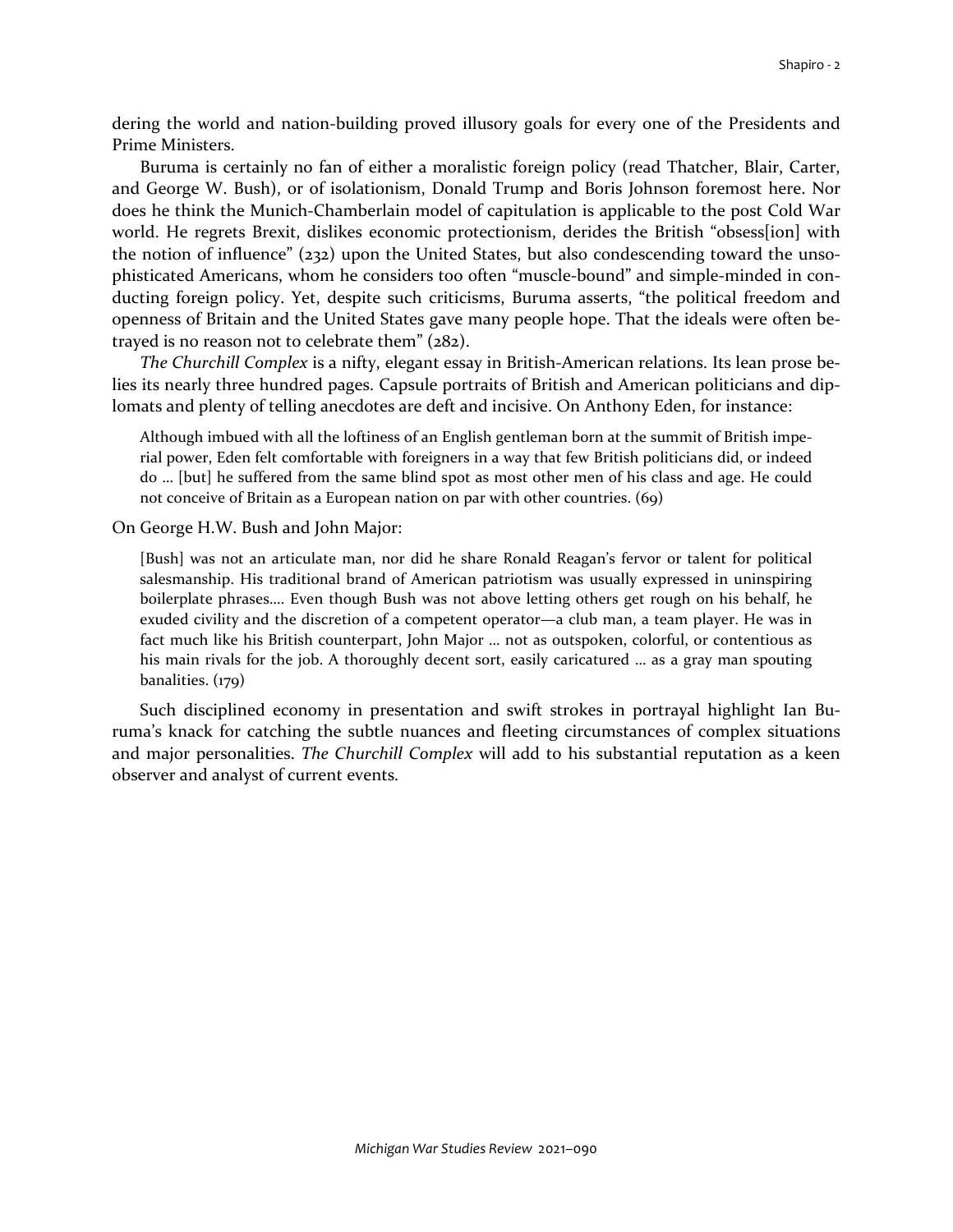dering the world and nation-building proved illusory goals for every one of the Presidents and Prime Ministers.

Buruma is certainly no fan of either a moralistic foreign policy (read Thatcher, Blair, Carter, and George W. Bush), or of isolationism, Donald Trump and Boris Johnson foremost here. Nor does he think the Munich-Chamberlain model of capitulation is applicable to the post Cold War world. He regrets Brexit, dislikes economic protectionism, derides the British "obsess[ion] with the notion of influence" (232) upon the United States, but also condescending toward the unsophisticated Americans, whom he considers too often "muscle-bound" and simple-minded in conducting foreign policy. Yet, despite such criticisms, Buruma asserts, "the political freedom and openness of Britain and the United States gave many people hope. That the ideals were often betrayed is no reason not to celebrate them" (282).

*The Churchill Complex* is a nifty, elegant essay in British-American relations. Its lean prose belies its nearly three hundred pages. Capsule portraits of British and American politicians and diplomats and plenty of telling anecdotes are deft and incisive. On Anthony Eden, for instance:

> Although imbued with all the loftiness of an English gentleman born at the summit of British imperial power, Eden felt comfortable with foreigners in a way that few British politicians did, or indeed do … [but] he suffered from the same blind spot as most other men of his class and age. He could not conceive of Britain as a European nation on par with other countries. (69)

On George H.W. Bush and John Major:

> [Bush] was not an articulate man, nor did he share Ronald Reagan's fervor or talent for political salesmanship. His traditional brand of American patriotism was usually expressed in uninspiring boilerplate phrases.… Even though Bush was not above letting others get rough on his behalf, he exuded civility and the discretion of a competent operator—a club man, a team player. He was in fact much like his British counterpart, John Major … not as outspoken, colorful, or contentious as his main rivals for the job. A thoroughly decent sort, easily caricatured … as a gray man spouting banalities. (179)

Such disciplined economy in presentation and swift strokes in portrayal highlight Ian Buruma's knack for catching the subtle nuances and fleeting circumstances of complex situations and major personalities. *The Churchill Complex* will add to his substantial reputation as a keen observer and analyst of current events.